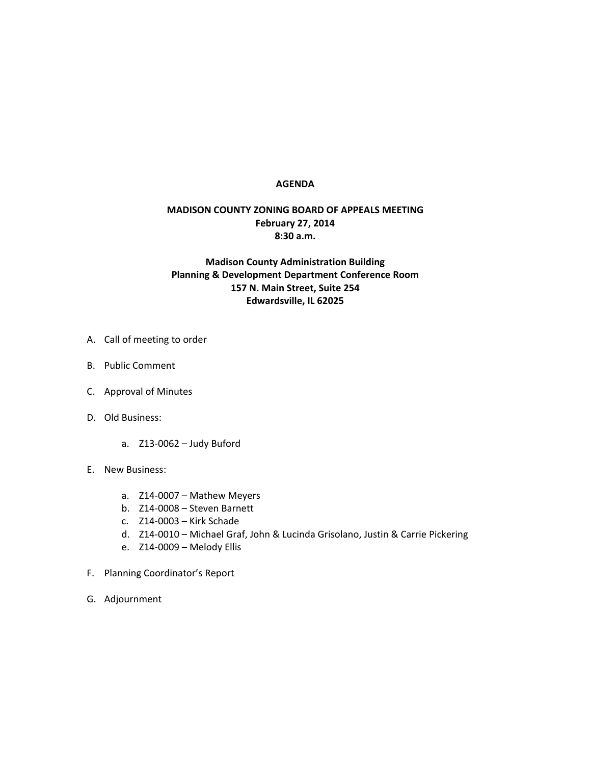# AGENDA

## MADISON COUNTY ZONING BOARD OF APPEALS MEETING
**February 27, 2014**
**8:30 a.m.**

**Madison County Administration Building**
**Planning & Development Department Conference Room**
**157 N. Main Street, Suite 254**
**Edwardsville, IL 62025**

A. Call of meeting to order

B. Public Comment

C. Approval of Minutes

D. Old Business:

   a. Z13-0062 – Judy Buford

E. New Business:

   a. Z14-0007 – Mathew Meyers
   b. Z14-0008 – Steven Barnett
   c. Z14-0003 – Kirk Schade
   d. Z14-0010 – Michael Graf, John & Lucinda Grisolano, Justin & Carrie Pickering
   e. Z14-0009 – Melody Ellis

F. Planning Coordinator's Report

G. Adjournment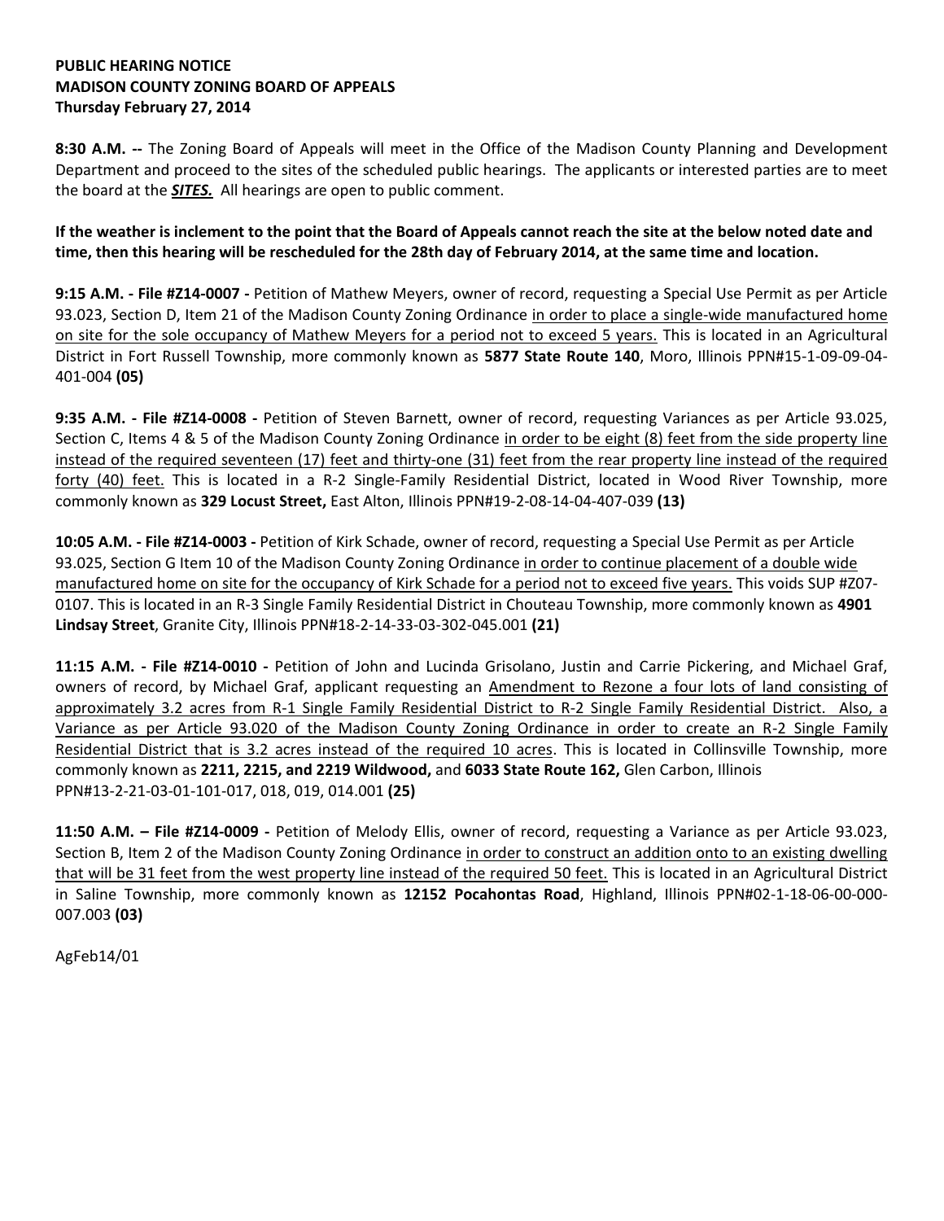**PUBLIC HEARING NOTICE**
**MADISON COUNTY ZONING BOARD OF APPEALS**
**Thursday February 27, 2014**

**8:30 A.M. --** The Zoning Board of Appeals will meet in the Office of the Madison County Planning and Development Department and proceed to the sites of the scheduled public hearings. The applicants or interested parties are to meet the board at the ***SITES.*** All hearings are open to public comment.

**If the weather is inclement to the point that the Board of Appeals cannot reach the site at the below noted date and time, then this hearing will be rescheduled for the 28th day of February 2014, at the same time and location.**

**9:15 A.M. - File #Z14-0007 -** Petition of Mathew Meyers, owner of record, requesting a Special Use Permit as per Article 93.023, Section D, Item 21 of the Madison County Zoning Ordinance in order to place a single-wide manufactured home on site for the sole occupancy of Mathew Meyers for a period not to exceed 5 years. This is located in an Agricultural District in Fort Russell Township, more commonly known as **5877 State Route 140**, Moro, Illinois PPN#15-1-09-09-04-401-004 **(05)**

**9:35 A.M. - File #Z14-0008 -** Petition of Steven Barnett, owner of record, requesting Variances as per Article 93.025, Section C, Items 4 & 5 of the Madison County Zoning Ordinance in order to be eight (8) feet from the side property line instead of the required seventeen (17) feet and thirty-one (31) feet from the rear property line instead of the required forty (40) feet. This is located in a R-2 Single-Family Residential District, located in Wood River Township, more commonly known as **329 Locust Street,** East Alton, Illinois PPN#19-2-08-14-04-407-039 **(13)**

**10:05 A.M. - File #Z14-0003 -** Petition of Kirk Schade, owner of record, requesting a Special Use Permit as per Article 93.025, Section G Item 10 of the Madison County Zoning Ordinance in order to continue placement of a double wide manufactured home on site for the occupancy of Kirk Schade for a period not to exceed five years. This voids SUP #Z07-0107. This is located in an R-3 Single Family Residential District in Chouteau Township, more commonly known as **4901 Lindsay Street**, Granite City, Illinois PPN#18-2-14-33-03-302-045.001 **(21)**

**11:15 A.M. - File #Z14-0010 -** Petition of John and Lucinda Grisolano, Justin and Carrie Pickering, and Michael Graf, owners of record, by Michael Graf, applicant requesting an Amendment to Rezone a four lots of land consisting of approximately 3.2 acres from R-1 Single Family Residential District to R-2 Single Family Residential District. Also, a Variance as per Article 93.020 of the Madison County Zoning Ordinance in order to create an R-2 Single Family Residential District that is 3.2 acres instead of the required 10 acres. This is located in Collinsville Township, more commonly known as **2211, 2215, and 2219 Wildwood,** and **6033 State Route 162,** Glen Carbon, Illinois PPN#13-2-21-03-01-101-017, 018, 019, 014.001 **(25)**

**11:50 A.M. – File #Z14-0009 -** Petition of Melody Ellis, owner of record, requesting a Variance as per Article 93.023, Section B, Item 2 of the Madison County Zoning Ordinance in order to construct an addition onto to an existing dwelling that will be 31 feet from the west property line instead of the required 50 feet. This is located in an Agricultural District in Saline Township, more commonly known as **12152 Pocahontas Road**, Highland, Illinois PPN#02-1-18-06-00-000-007.003 **(03)**

AgFeb14/01